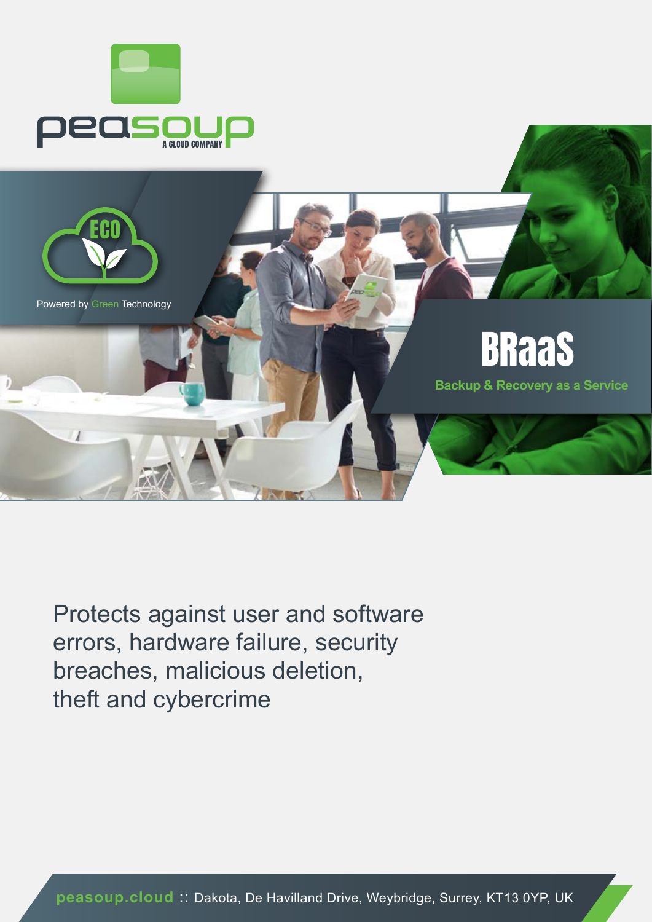peasoup

A CLOUD COMPANY

ECO

Powered by Green Technology

# BRaaS

## Backup & Recovery as a Service

Protects against user and software errors, hardware failure, security breaches, malicious deletion, theft and cybercrime

**peasoup.cloud** :: Dakota, De Havilland Drive, Weybridge, Surrey, KT13 0YP, UK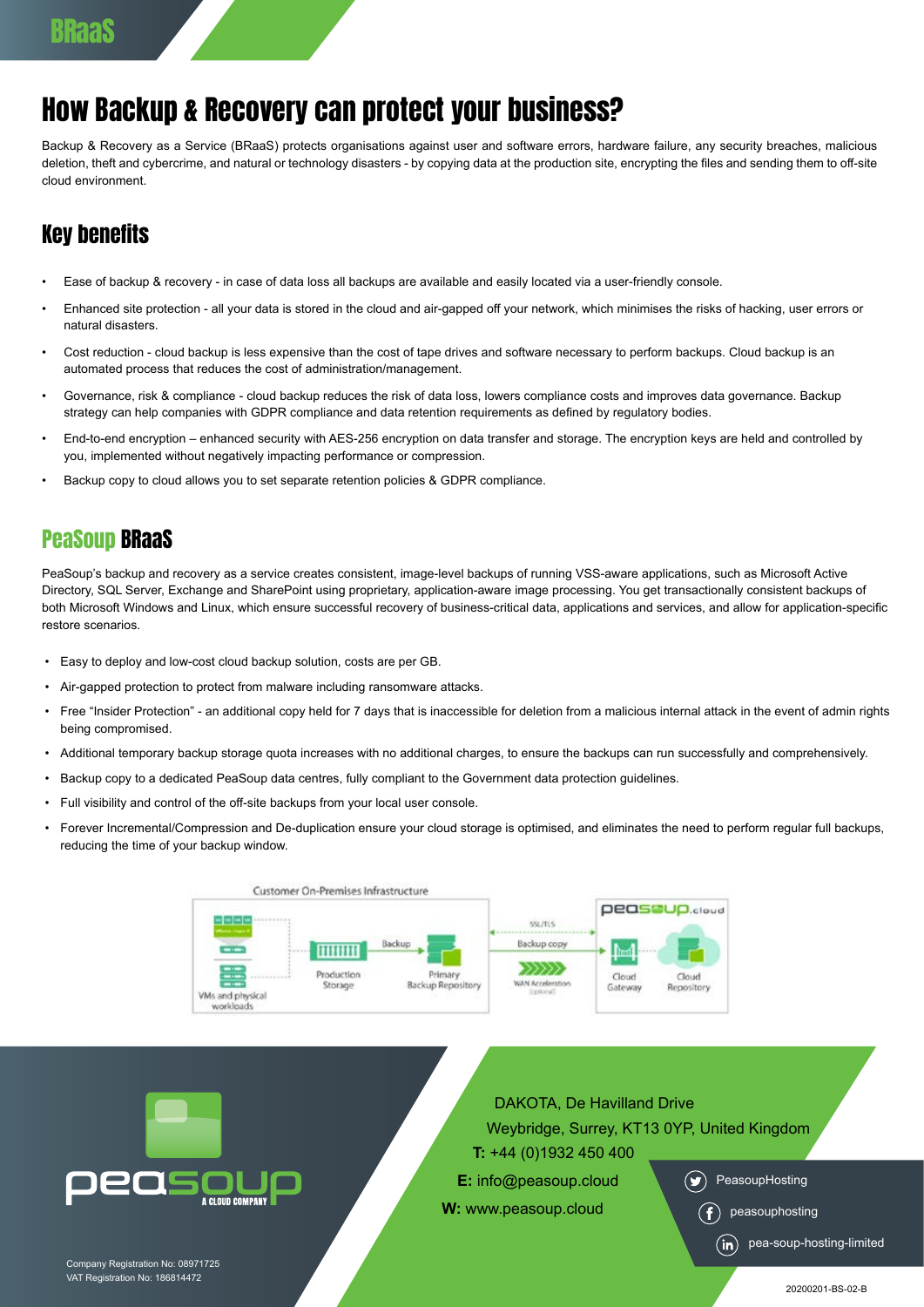BRaaS

# How Backup & Recovery can protect your business?

Backup & Recovery as a Service (BRaaS) protects organisations against user and software errors, hardware failure, any security breaches, malicious deletion, theft and cybercrime, and natural or technology disasters - by copying data at the production site, encrypting the files and sending them to off-site cloud environment.

## Key benefits

- Ease of backup & recovery - in case of data loss all backups are available and easily located via a user-friendly console.
- Enhanced site protection - all your data is stored in the cloud and air-gapped off your network, which minimises the risks of hacking, user errors or natural disasters.
- Cost reduction - cloud backup is less expensive than the cost of tape drives and software necessary to perform backups. Cloud backup is an automated process that reduces the cost of administration/management.
- Governance, risk & compliance - cloud backup reduces the risk of data loss, lowers compliance costs and improves data governance. Backup strategy can help companies with GDPR compliance and data retention requirements as defined by regulatory bodies.
- End-to-end encryption – enhanced security with AES-256 encryption on data transfer and storage. The encryption keys are held and controlled by you, implemented without negatively impacting performance or compression.
- Backup copy to cloud allows you to set separate retention policies & GDPR compliance.

## PeaSoup BRaaS

PeaSoup's backup and recovery as a service creates consistent, image-level backups of running VSS-aware applications, such as Microsoft Active Directory, SQL Server, Exchange and SharePoint using proprietary, application-aware image processing. You get transactionally consistent backups of both Microsoft Windows and Linux, which ensure successful recovery of business-critical data, applications and services, and allow for application-specific restore scenarios.

- Easy to deploy and low-cost cloud backup solution, costs are per GB.
- Air-gapped protection to protect from malware including ransomware attacks.
- Free "Insider Protection" - an additional copy held for 7 days that is inaccessible for deletion from a malicious internal attack in the event of admin rights being compromised.
- Additional temporary backup storage quota increases with no additional charges, to ensure the backups can run successfully and comprehensively.
- Backup copy to a dedicated PeaSoup data centres, fully compliant to the Government data protection guidelines.
- Full visibility and control of the off-site backups from your local user console.
- Forever Incremental/Compression and De-duplication ensure your cloud storage is optimised, and eliminates the need to perform regular full backups, reducing the time of your backup window.

Customer On-Premises Infrastructure

VMs and physical workloads

Production Storage

Backup

Primary Backup Repository

SSL/TLS

Backup copy

WAN Acceleration (optional)

peasoup.cloud

Cloud Gateway

Cloud Repository

peasoup A CLOUD COMPANY

DAKOTA, De Havilland Drive
Weybridge, Surrey, KT13 0YP, United Kingdom

**T:** +44 (0)1932 450 400

**E:** info@peasoup.cloud

**W:** www.peasoup.cloud

PeasoupHosting

peasouphosting

pea-soup-hosting-limited

Company Registration No: 08971725
VAT Registration No: 186814472

20200201-BS-02-B